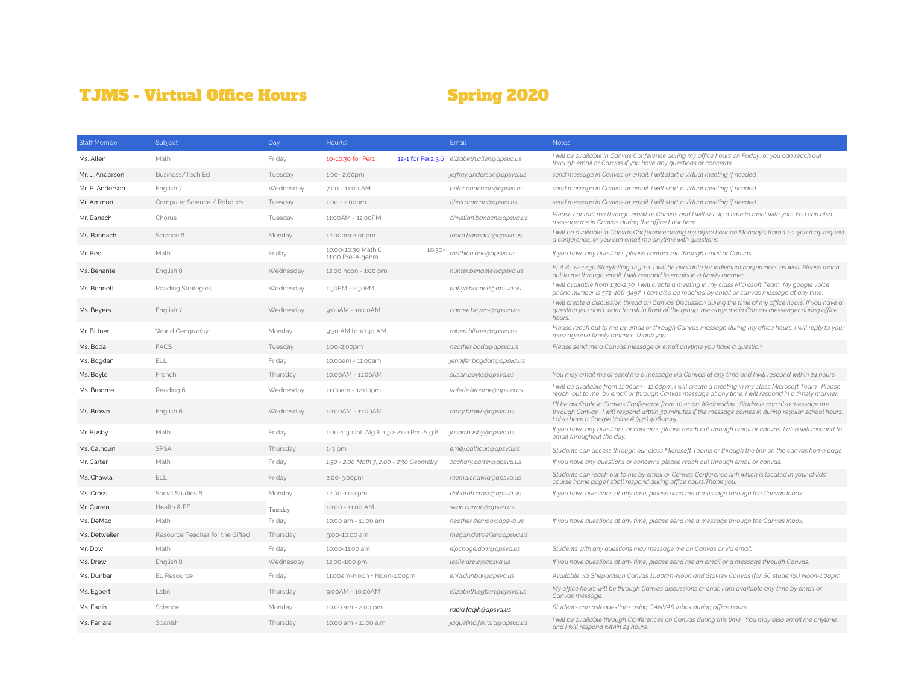# TJMS - Virtual Office Hours

# Spring 2020

| Staff Member | Subject | Day | Hour(s) | Email | Notes |
|---|---|---|---|---|---|
| Ms. Allen | Math | Friday | 10-10:30 for Per1 12-1 for Per2,3,6 | elizabeth.allen@apsva.us | *I will be available in Canvas Conference during my office hours on Friday, or you can reach out through email or Canvas if you have any questions or concerns.* |
| Mr. J. Anderson | Business/Tech Ed | Tuesday | 1:00- 2:00pm | jeffrey.anderson@apsva.us | *send message in Canvas or email. I will start a virtual meeting if needed* |
| Mr. P. Anderson | English 7 | Wednesday | 7:00 - 11:00 AM | peter.anderson@apsva.us | *send message in Canvas or email. I will start a virtual meeting if needed* |
| Mr. Ammon | Computer Science / Robotics | Tuesday | 1:00 - 2:00pm | chris.ammon@apsva.us | *send message in Canvas or email. I will start a virtual meeting if needed* |
| Mr. Banach | Chorus | Tuesday | 11:00AM - 12:00PM | christian.banach@apsva.us | *Please contact me through email or Canvas and I will set up a time to meet with you! You can also message me in Canvas during the office hour time.* |
| Ms. Bannach | Science 6 | Monday | 12:00pm-1:00pm | laura.bannach@apsva.us | *I will be available in Canvas Conference during my office hour on Monday's from 12-1, you may request a conference, or you can email me anytime with questions.* |
| Mr. Bee | Math | Friday | 10:00-10:30 Math 6 10:30-11:00 Pre-Algebra | mathieu.bee@apsva.us | *If you have any questions please contact me through email or Canvas.* |
| Ms. Benante | English 8 | Wednesday | 12:00 noon - 1:00 pm | hunter.benante@apsva.us | *ELA 8- 12-12:30 Storytelling 12:30-1. I will be available for individual conferences as well. Please reach out to me through email. I will respond to emails in a timely manner.* |
| Ms. Bennett | Reading Strategies | Wednesday | 1:30PM - 2:30PM | katlyn.bennett@apsva.us | *I will available from 1:30-2:30. I will create a meeting in my class Microsoft Team, My google voice phone number is 571-406-3497 I can also be reached by email or canvas message at any time.* |
| Ms. Beyers | English 7 | Wednesday | 9:00AM - 10:00AM | camee.beyers@apsva.us | *I will create a discussion thread on Canvas Discussion during the time of my office hours. If you have a question you don't want to ask in front of the group, message me in Canvas messenger during office hours.* |
| Mr. Bittner | World Geography | Monday | 9:30 AM to 10:30 AM | robert.bittner@apsva.us | *Please reach out to me by email or through Canvas message during my office hours. I will reply to your message in a timely manner. Thank you.* |
| Ms. Boda | FACS | Tuesday | 1:00-2:00pm | heather.boda@apsva.us | *Please send me a Canvas message or email anytime you have a question.* |
| Ms. Bogdan | ELL | Friday | 10:00am - 11:00am | jennifer.bogdan@apsva.us | |
| Ms. Boyle | French | Thursday | 10:00AM - 11:00AM | susan.boyle@apsva.us | *You may email me or send me a message via Canvas at any time and I will respond within 24 hours.* |
| Ms. Broome | Reading 6 | Wednesday | 11:00am - 12:00pm | valerie.broome@apsva.us | *I will be available from 11:00am - 12:00pm. I will create a meeting in my class Microsoft Team. Please reach out to me by email or through Canvas message at any time. I will respond in a timely manner.* |
| Ms. Brown | English 6 | Wednesday | 10:00AM - 11:00AM | mary.brown@apsva.us | *I'll be available in Canvas Conference from 10-11 on Wednesday. Students can also message me through Canvas. I will respond within 30 minutes if the message comes in during regular school hours. I also have a Google Voice # (571) 406-4145* |
| Mr. Busby | Math | Friday | 1:00-1::30 Int. Alg & 1:30-2:00 Per-Alg 8 | jason.busby@apsva.us | *If you have any questions or concerns please reach out through email or canvas. I also will respond to email throughout the day.* |
| Ms. Calhoun | SPSA | Thursday | 1-3 pm | emily.calhoun@apsva.us | *Students can access through our class Microsoft Teams or through the link on the canvas home page* |
| Mr. Carter | Math | Friday | *1:30 - 2:00 Math 7; 2:00 - 2:30 Geometry* | zachary.carter@apsva.us | *If you have any questions or concerns please reach out through email or canvas.* |
| Ms. Chawla | ELL | Friday | 2:00-3:00pm | reema.chawla@apsva.us | *Students can reach out to me by email or Canvas Conference link which is located in your childs' course home page.I shall respond during office hours.Thank you.* |
| Ms. Cross | Social Studies 6 | Monday | 12:00-1:00 pm | deborah.cross@apsva.us | *If you have questions at any time, please send me a message through the Canvas Inbox.* |
| Mr. Curran | Health & PE | Tuesday | 10:00 - 11:00 AM | sean.curran@apsva.us | |
| Ms. DeMao | Math | Friday | 10:00 am - 11:00 am | heather.demao@apsva.us | *If you have questions at any time, please send me a message through the Canvas Inbox.* |
| Ms. Detweiler | Resource Teacher for the Gifted | Thursday | 9:00-10:00 am | megan.detweiler@apsva.us | |
| Mr. Dow | Math | Friday | 10:00-11:00 am | kipchoge.dow@apsva.us | *Students with any questions may message me on Canvas or via email.* |
| Ms. Drew | English 8 | Wednesday | 12:00-1:00 pm | leslie.drew@apsva.us | *If you have questions at any time, please send me an email or a message through Canvas.* |
| Ms. Dunbar | EL Resource | Friday | 11:00am-Noon + Noon-1:00pm | enid.dunbar@apsva.us | *Available via Shepardson Canvas 11:00am-Noon and Stavrev Canvas (for SC students.) Noon-1:00pm* |
| Ms. Egbert | Latin | Thursday | 9:00AM - 10:00AM | elizabeth.egbert@apsva.us | *My office hours will be through Canvas discussions or chat. I am available any time by email or Canvas message.* |
| Ms. Faqih | Science | Monday | 10:00 am - 2:00 pm | rabia.faqih@apsva.us | *Students can ask questions using CANVAS Inbox during office hours* |
| Ms. Ferrara | Spanish | Thursday | 10:00 am - 11:00 a.m. | jaquelina.ferrara@apsva.us | *I will be available through Conferences on Canvas during this time. You may also email me anytime, and I will respond within 24 hours.* |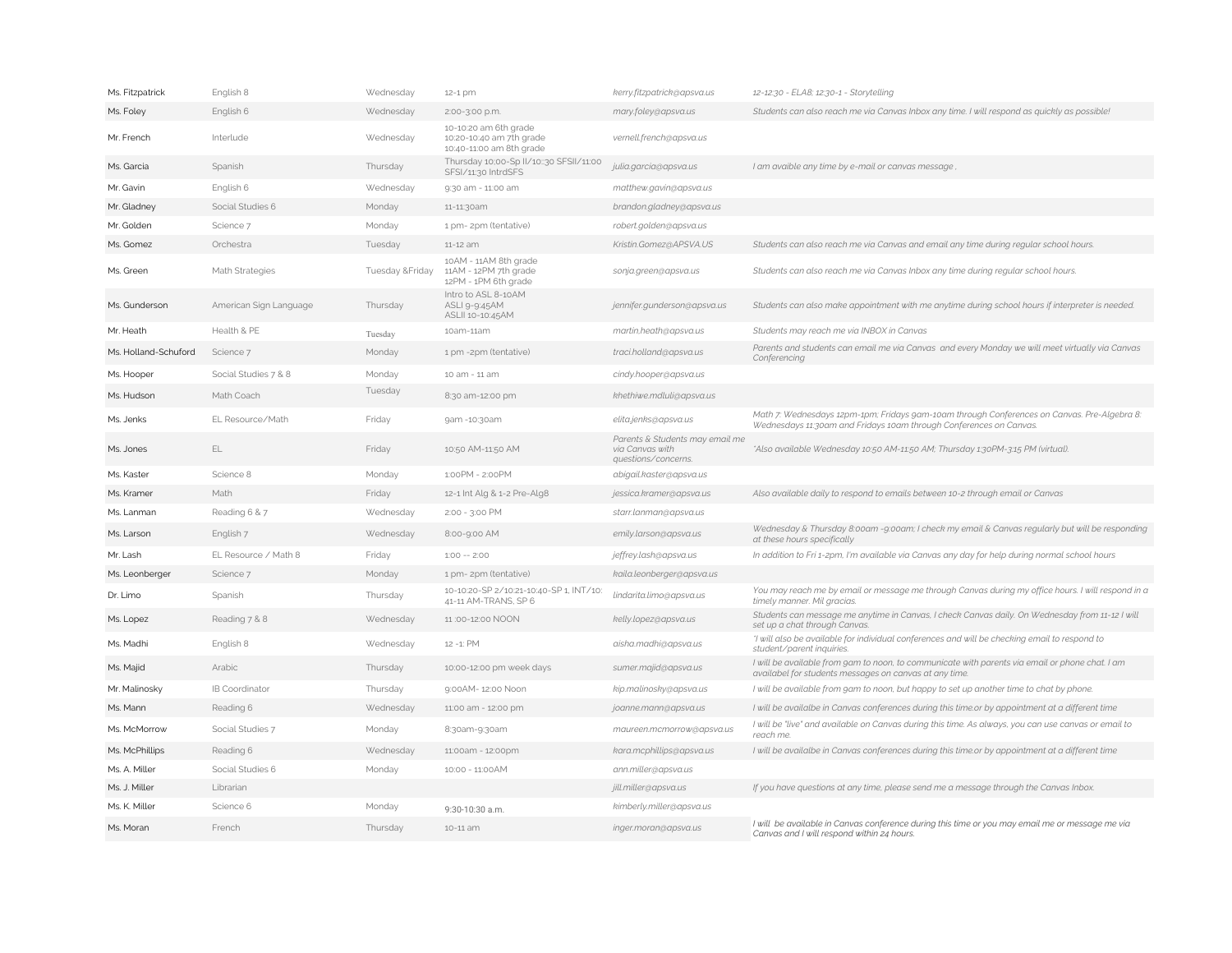| | | | | | |
|---|---|---|---|---|---|
| Ms. Fitzpatrick | English 8 | Wednesday | 12-1 pm | kerry.fitzpatrick@apsva.us | 12-12:30 - ELA8; 12:30-1 - Storytelling |
| Ms. Foley | English 6 | Wednesday | 2:00-3:00 p.m. | mary.foley@apsva.us | Students can also reach me via Canvas Inbox any time. I will respond as quickly as possible! |
| Mr. French | Interlude | Wednesday | 10-10:20 am 6th grade<br>10:20-10:40 am 7th grade<br>10:40-11:00 am 8th grade | vernell.french@apsva.us | |
| Ms. Garcia | Spanish | Thursday | Thursday 10:00-Sp II/10::30 SFSII/11:00 SFSI/11:30 IntrdSFS | julia.garcia@apsva.us | I am avaible any time by e-mail or canvas message , |
| Mr. Gavin | English 6 | Wednesday | 9:30 am - 11:00 am | matthew.gavin@apsva.us | |
| Mr. Gladney | Social Studies 6 | Monday | 11-11:30am | brandon.gladney@apsva.us | |
| Mr. Golden | Science 7 | Monday | 1 pm- 2pm (tentative) | robert.golden@apsva.us | |
| Ms. Gomez | Orchestra | Tuesday | 11-12 am | Kristin.Gomez@APSVA.US | Students can also reach me via Canvas and email any time during regular school hours. |
| Ms. Green | Math Strategies | Tuesday &Friday | 10AM - 11AM 8th grade<br>11AM - 12PM 7th grade<br>12PM - 1PM 6th grade | sonja.green@apsva.us | Students can also reach me via Canvas Inbox any time during regular school hours. |
| Ms. Gunderson | American Sign Language | Thursday | Intro to ASL 8-10AM<br>ASLI 9-9:45AM<br>ASLII 10-10:45AM | jennifer.gunderson@apsva.us | Students can also make appointment with me anytime during school hours if interpreter is needed. |
| Mr. Heath | Health & PE | Tuesday | 10am-11am | martin,heath@apsva.us | Students may reach me via INBOX in Canvas |
| Ms. Holland-Schuford | Science 7 | Monday | 1 pm -2pm (tentative) | traci.holland@apsva.us | Parents and students can email me via Canvas and every Monday we will meet virtually via Canvas Conferencing |
| Ms. Hooper | Social Studies 7 & 8 | Monday | 10 am - 11 am | cindy.hooper@apsva.us | |
| Ms. Hudson | Math Coach | Tuesday | 8:30 am-12:00 pm | khethiwe.mdluli@apsva.us | |
| Ms. Jenks | EL Resource/Math | Friday | 9am -10:30am | elita.jenks@apsva.us | Math 7: Wednesdays 12pm-1pm; Fridays 9am-10am through Conferences on Canvas. Pre-Algebra 8: Wednesdays 11:30am and Fridays 10am through Conferences on Canvas. |
| Ms. Jones | EL | Friday | 10:50 AM-11:50 AM | Parents & Students may email me via Canvas with questions/concerns. | *Also available Wednesday 10:50 AM-11:50 AM; Thursday 1:30PM-3:15 PM (virtual). |
| Ms. Kaster | Science 8 | Monday | 1:00PM - 2:00PM | abigail.kaster@apsva.us | |
| Ms. Kramer | Math | Friday | 12-1 Int Alg & 1-2 Pre-Alg8 | jessica.kramer@apsva.us | Also available daily to respond to emails between 10-2 through email or Canvas |
| Ms. Lanman | Reading 6 & 7 | Wednesday | 2:00 - 3:00 PM | starr.lanman@apsva.us | |
| Ms. Larson | English 7 | Wednesday | 8:00-9:00 AM | emily.larson@apsva.us | Wednesday & Thursday 8:00am -9:00am; I check my email & Canvas regularly but will be responding at these hours specifically |
| Mr. Lash | EL Resource / Math 8 | Friday | 1:00 -- 2:00 | jeffrey.lash@apsva.us | In addition to Fri 1-2pm, I'm available via Canvas any day for help during normal school hours |
| Ms. Leonberger | Science 7 | Monday | 1 pm- 2pm (tentative) | kaila.leonberger@apsva.us | |
| Dr. Limo | Spanish | Thursday | 10-10:20-SP 2/10:21-10:40-SP 1, INT/10:41-11 AM-TRANS, SP 6 | lindarita.limo@apsva.us | You may reach me by email or message me through Canvas during my office hours. I will respond in a timely manner. Mil gracias. |
| Ms. Lopez | Reading 7 & 8 | Wednesday | 11 :00-12:00 NOON | kelly.lopez@apsva.us | Students can message me anytime in Canvas, I check Canvas daily. On Wednesday from 11-12 I will set up a chat through Canvas. |
| Ms. Madhi | English 8 | Wednesday | 12 -1: PM | aisha.madhi@apsva.us | *I will also be available for individual conferences and will be checking email to respond to student/parent inquiries. |
| Ms. Majid | Arabic | Thursday | 10:00-12:00 pm week days | sumer.majid@apsva.us | I will be available from 9am to noon, to communicate with parents via email or phone chat. I am availabel for students messages on canvas at any time. |
| Mr. Malinosky | IB Coordinator | Thursday | 9:00AM- 12:00 Noon | kip.malinosky@apsva.us | I will be available from 9am to noon, but happy to set up another time to chat by phone. |
| Ms. Mann | Reading 6 | Wednesday | 11:00 am - 12:00 pm | joanne.mann@apsva.us | I will be availalbe in Canvas conferences during this time.or by appointment at a different time |
| Ms. McMorrow | Social Studies 7 | Monday | 8:30am-9:30am | maureen.mcmorrow@apsva.us | I will be "live" and available on Canvas during this time. As always, you can use canvas or email to reach me. |
| Ms. McPhillips | Reading 6 | Wednesday | 11:00am - 12:00pm | kara.mcphillips@apsva.us | I will be availalbe in Canvas conferences during this time.or by appointment at a different time |
| Ms. A. Miller | Social Studies 6 | Monday | 10:00 - 11:00AM | ann.miller@apsva.us | |
| Ms. J. Miller | Librarian | | | jill.miller@apsva.us | If you have questions at any time, please send me a message through the Canvas Inbox. |
| Ms. K. Miller | Science 6 | Monday | 9:30-10:30 a.m. | kimberly.miller@apsva.us | |
| Ms. Moran | French | Thursday | 10-11 am | inger.moran@apsva.us | I will be available in Canvas conference during this time or you may email me or message me via Canvas and I will respond within 24 hours. |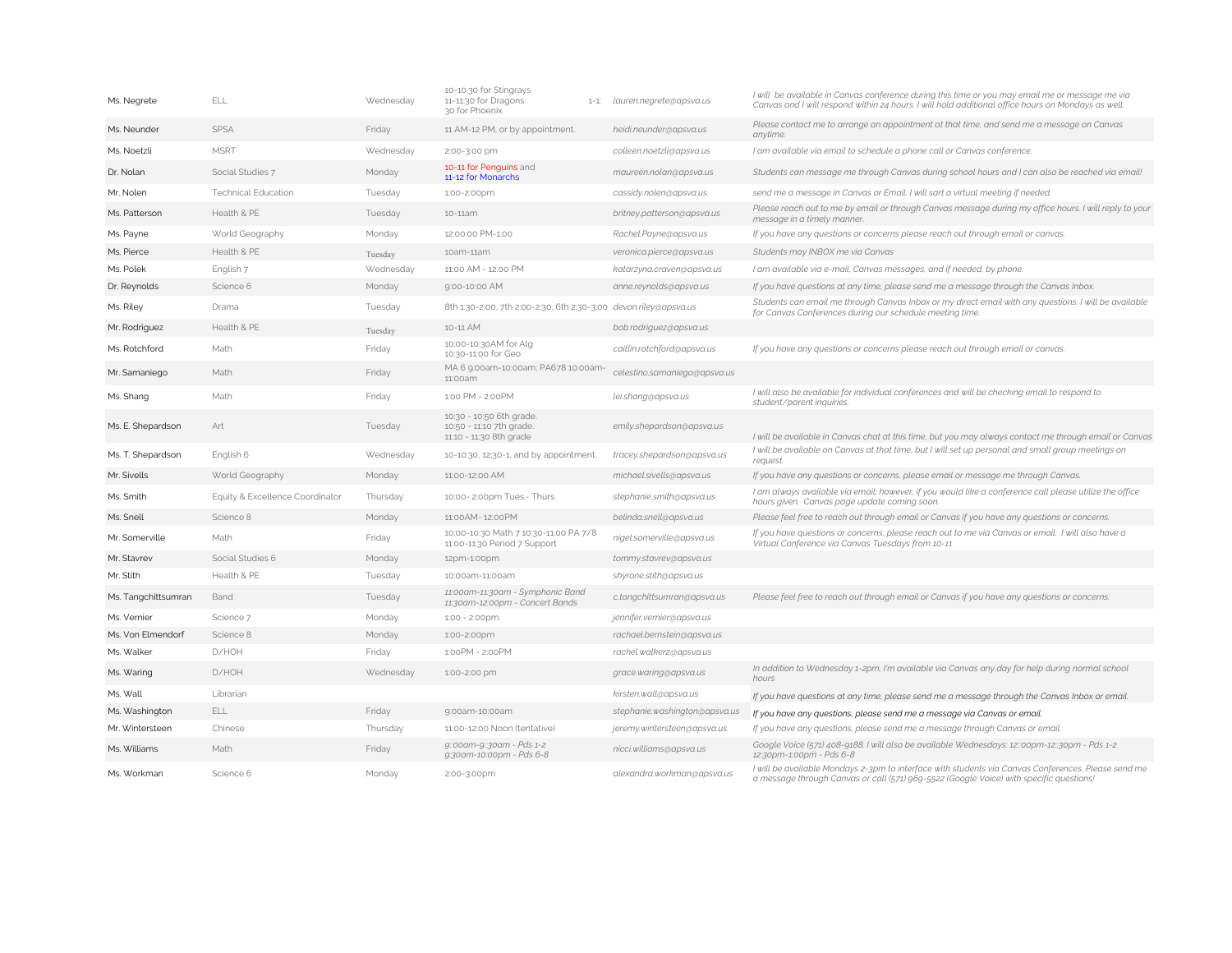| | | | | | |
|---|---|---|---|---|---|
| Ms. Negrete | ELL | Wednesday | 10-10:30 for Stingrays<br>11-11:30 for Dragons 1-1:30 for Phoenix | lauren.negrete@apsva.us | *I will be available in Canvas conference during this time or you may email me or message me via Canvas and I will respond within 24 hours. I will hold additional office hours on Mondays as well.* |
| Ms. Neunder | SPSA | Friday | 11 AM-12 PM, or by appointment. | heidi.neunder@apsva.us | *Please contact me to arrange an appointment at that time, and send me a message on Canvas anytime.* |
| Ms. Noetzli | MSRT | Wednesday | 2:00-3:00 pm | colleen.noetzli@apsva.us | *I am available via email to schedule a phone call or Canvas conference.* |
| Dr. Nolan | Social Studies 7 | Monday | 10-11 for Penguins and<br>11-12 for Monarchs | maureen.nolan@apsva.us | *Students can message me through Canvas during school hours and I can also be reached via email!* |
| Mr. Nolen | Technical Education | Tuesday | 1:00-2:00pm | cassidy.nolen@apsva.us | *send me a message in Canvas or Email. I will sart a virtual meeting if needed.* |
| Ms. Patterson | Health & PE | Tuesday | 10-11am | britney.patterson@apsva.us | *Please reach out to me by email or through Canvas message during my office hours. I will reply to your message in a timely manner.* |
| Ms. Payne | World Geography | Monday | 12:00:00 PM-1:00 | Rachel.Payne@apsva.us | *If you have any questions or concerns please reach out through email or canvas.* |
| Ms. Pierce | Health & PE | Tuesday | 10am-11am | veronica.pierce@apsva.us | *Students may INBOX me via Canvas* |
| Ms. Polek | English 7 | Wednesday | 11:00 AM - 12:00 PM | katarzyna.craven@apsva.us | *I am available via e-mail, Canvas messages, and if needed, by phone.* |
| Dr. Reynolds | Science 6 | Monday | 9:00-10:00 AM | anne.reynolds@apsva.us | *If you have questions at any time, please send me a message through the Canvas Inbox.* |
| Ms. Riley | Drama | Tuesday | 8th 1:30-2:00, 7th 2:00-2:30, 6th 2:30-3:00 | devon.riley@apsva.us | *Students can email me through Canvas Inbox or my direct email with any questions. I will be available for Canvas Conferences during our schedule meeting time.* |
| Mr. Rodriguez | Health & PE | Tuesday | 10-11 AM | bob.rodriguez@apsva.us | |
| Ms. Rotchford | Math | Friday | 10:00-10:30AM for Alg<br>10:30-11:00 for Geo | caitlin.rotchford@apsva.us | *If you have any questions or concerns please reach out through email or canvas.* |
| Mr. Samaniego | Math | Friday | MA 6 9:00am-10:00am; PA678 10:00am-11:00am | celestino.samaniego@apsva.us | |
| Ms. Shang | Math | Friday | 1:00 PM - 2:00PM | lei.shang@apsva.us | *I will also be available for individual conferences and will be checking email to respond to student/parent inquiries.* |
| Ms. E. Shepardson | Art | Tuesday | 10:30 - 10:50 6th grade.<br>10:50 - 11:10 7th grade.<br>11:10 - 11:30 8th grade | emily.shepardson@apsva.us | *I will be available in Canvas chat at this time, but you may always contact me through email or Canvas* |
| Ms. T. Shepardson | English 6 | Wednesday | 10-10:30, 12:30-1, and by appointment. | tracey.shepardson@apsva.us | *I will be available on Canvas at that time, but I will set up personal and small group meetings on request.* |
| Mr. Sivells | World Geography | Monday | 11:00-12:00 AM | michael.sivells@apsva.us | *If you have any questions or concerns, please email or message me through Canvas.* |
| Ms. Smith | Equity & Excellence Coordinator | Thursday | 10:00- 2:00pm Tues.- Thurs | stephanie.smith@apsva.us | *I am always available via email; however, if you would like a conference call please utilize the office hours given. Canvas page update coming soon.* |
| Ms. Snell | Science 8 | Monday | 11:00AM- 12:00PM | belinda.snell@apsva.us | *Please feel free to reach out through email or Canvas if you have any questions or concerns.* |
| Mr. Somerville | Math | Friday | 10:00-10:30 Math 7 10:30-11:00 PA 7/8<br>11:00-11:30 Period 7 Support | nigel.somerville@apsva.us | *If you have questions or concerns, please reach out to me via Canvas or email. I will also have a Virtual Conference via Canvas Tuesdays from 10-11* |
| Mr. Stavrev | Social Studies 6 | Monday | 12pm-1:00pm | tommy.stavrev@apsva.us | |
| Mr. Stith | Health & PE | Tuesday | 10:00am-11:00am | shyrone.stith@apsva.us | |
| Ms. Tangchittsumran | Band | Tuesday | *11:00am-11:30am - Symphonic Band*<br>*11:30am-12:00pm - Concert Bands* | c.tangchittsumran@apsva.us | *Please feel free to reach out through email or Canvas if you have any questions or concerns.* |
| Ms. Vernier | Science 7 | Monday | 1:00 - 2:00pm | jennifer.vernier@apsva.us | |
| Ms. Von Elmendorf | Science 8 | Monday | 1:00-2:00pm | rachael.bernstein@apsva.us | |
| Ms. Walker | D/HOH | Friday | 1:00PM - 2:00PM | rachel.walker2@apsva.us | |
| Ms. Waring | D/HOH | Wednesday | 1:00-2:00 pm | grace.waring@apsva.us | *In addition to Wednesday 1-2pm, I'm available via Canvas any day for help during normal school hours* |
| Ms. Wall | Librarian | | | kirsten.wall@apsva.us | *If you have questions at any time, please send me a message through the Canvas Inbox or email.* |
| Ms. Washington | ELL | Friday | 9:00am-10:00am | stephanie.washington@apsva.us | *If you have any questions, please send me a message via Canvas or email.* |
| Mr. Wintersteen | Chinese | Thursday | 11:00-12:00 Noon (tentative) | jeremy.wintersteen@apsva.us | *If you have any questions, please send me a message through Canvas or email.* |
| Ms. Williams | Math | Friday | *9::00am-9::30am - Pds 1-2*<br>*9:30am-10:00pm - Pds 6-8* | nicci.williams@apsva.us | *Google Voice (571) 408-9188. I will also be available Wednesdays: 12::00pm-12::30pm - Pds 1-2 12:30pm-1:00pm - Pds 6-8* |
| Ms. Workman | Science 6 | Monday | 2:00-3:00pm | alexandra.workman@apsva.us | *I will be available Mondays 2-3pm to interface with students via Canvas Conferences. Please send me a message through Canvas or call (571) 969-5522 (Google Voice) with specific questions!* |